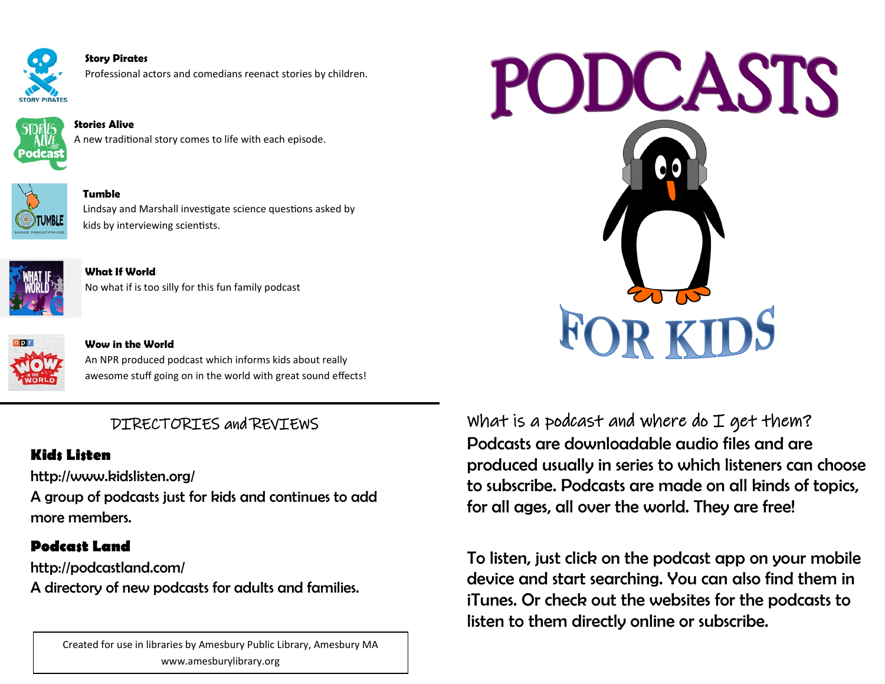# PODCASTS FOR KIDS

**What is a podcast and where do I get them?**

Podcasts are downloadable audio files and are produced usually in series to which listeners can choose to subscribe. Podcasts are made on all kinds of topics, for all ages, all over the world. They are free!

To listen, just click on the podcast app on your mobile device and start searching. You can also find them in iTunes. Or check out the websites for the podcasts to listen to them directly online or subscribe.

**Story Pirates**
Professional actors and comedians reenact stories by children.

**Stories Alive**
A new traditional story comes to life with each episode.

**Tumble**
Lindsay and Marshall investigate science questions asked by kids by interviewing scientists.

**What If World**
No what if is too silly for this fun family podcast

**Wow in the World**
An NPR produced podcast which informs kids about really awesome stuff going on in the world with great sound effects!

## DIRECTORIES and REVIEWS

**Kids Listen**
http://www.kidslisten.org/
A group of podcasts just for kids and continues to add more members.

**Podcast Land**
http://podcastland.com/
A directory of new podcasts for adults and families.

Created for use in libraries by Amesbury Public Library, Amesbury MA
www.amesburylibrary.org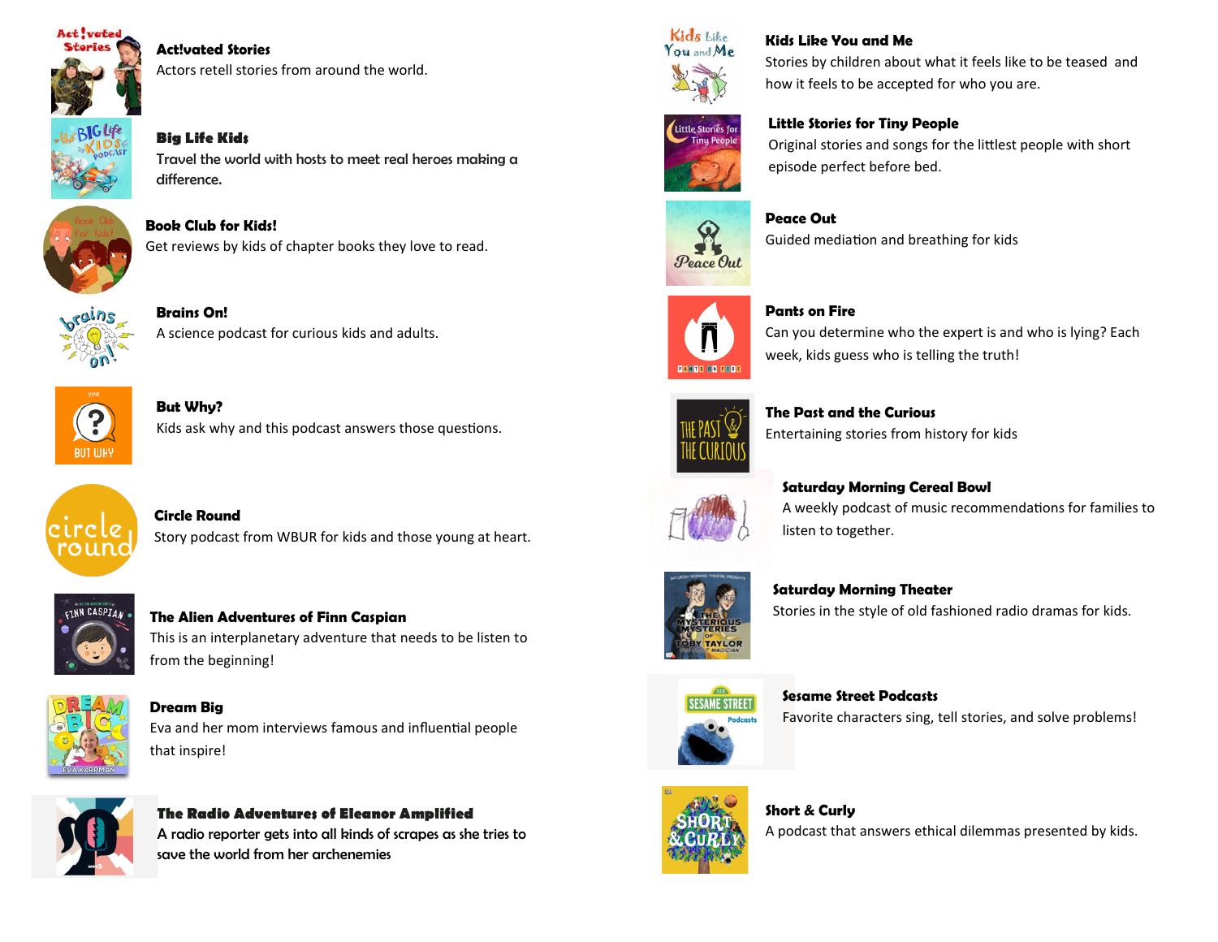**Act!vated Stories**
Actors retell stories from around the world.

**Big Life Kids**
Travel the world with hosts to meet real heroes making a difference.

**Book Club for Kids!**
Get reviews by kids of chapter books they love to read.

**Brains On!**
A science podcast for curious kids and adults.

**But Why?**
Kids ask why and this podcast answers those questions.

**Circle Round**
Story podcast from WBUR for kids and those young at heart.

**The Alien Adventures of Finn Caspian**
This is an interplanetary adventure that needs to be listen to from the beginning!

**Dream Big**
Eva and her mom interviews famous and influential people that inspire!

**The Radio Adventures of Eleanor Amplified**
A radio reporter gets into all kinds of scrapes as she tries to save the world from her archenemies

**Kids Like You and Me**
Stories by children about what it feels like to be teased and how it feels to be accepted for who you are.

**Little Stories for Tiny People**
Original stories and songs for the littlest people with short episode perfect before bed.

**Peace Out**
Guided mediation and breathing for kids

**Pants on Fire**
Can you determine who the expert is and who is lying? Each week, kids guess who is telling the truth!

**The Past and the Curious**
Entertaining stories from history for kids

**Saturday Morning Cereal Bowl**
A weekly podcast of music recommendations for families to listen to together.

**Saturday Morning Theater**
Stories in the style of old fashioned radio dramas for kids.

**Sesame Street Podcasts**
Favorite characters sing, tell stories, and solve problems!

**Short & Curly**
A podcast that answers ethical dilemmas presented by kids.